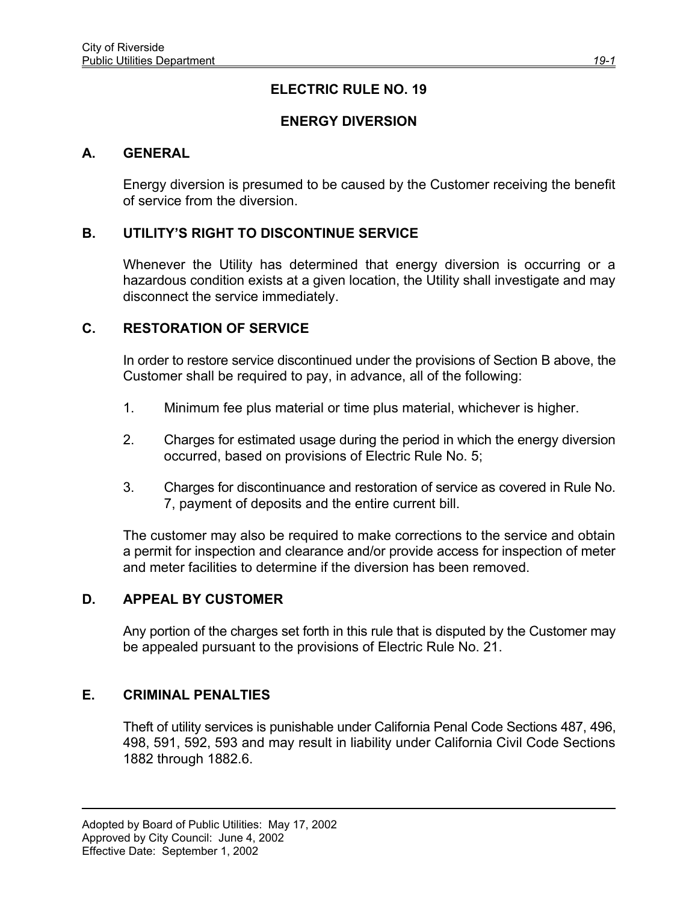# ELECTRIC RULE NO. 19

## ENERGY DIVERSION

### A. GENERAL

Energy diversion is presumed to be caused by the Customer receiving the benefit of service from the diversion.

### B. UTILITY'S RIGHT TO DISCONTINUE SERVICE

Whenever the Utility has determined that energy diversion is occurring or a hazardous condition exists at a given location, the Utility shall investigate and may disconnect the service immediately.

### C. RESTORATION OF SERVICE

In order to restore service discontinued under the provisions of Section B above, the Customer shall be required to pay, in advance, all of the following:

1. Minimum fee plus material or time plus material, whichever is higher.
2. Charges for estimated usage during the period in which the energy diversion occurred, based on provisions of Electric Rule No. 5;
3. Charges for discontinuance and restoration of service as covered in Rule No. 7, payment of deposits and the entire current bill.

The customer may also be required to make corrections to the service and obtain a permit for inspection and clearance and/or provide access for inspection of meter and meter facilities to determine if the diversion has been removed.

### D. APPEAL BY CUSTOMER

Any portion of the charges set forth in this rule that is disputed by the Customer may be appealed pursuant to the provisions of Electric Rule No. 21.

### E. CRIMINAL PENALTIES

Theft of utility services is punishable under California Penal Code Sections 487, 496, 498, 591, 592, 593 and may result in liability under California Civil Code Sections 1882 through 1882.6.

---

Adopted by Board of Public Utilities: May 17, 2002
Approved by City Council: June 4, 2002
Effective Date: September 1, 2002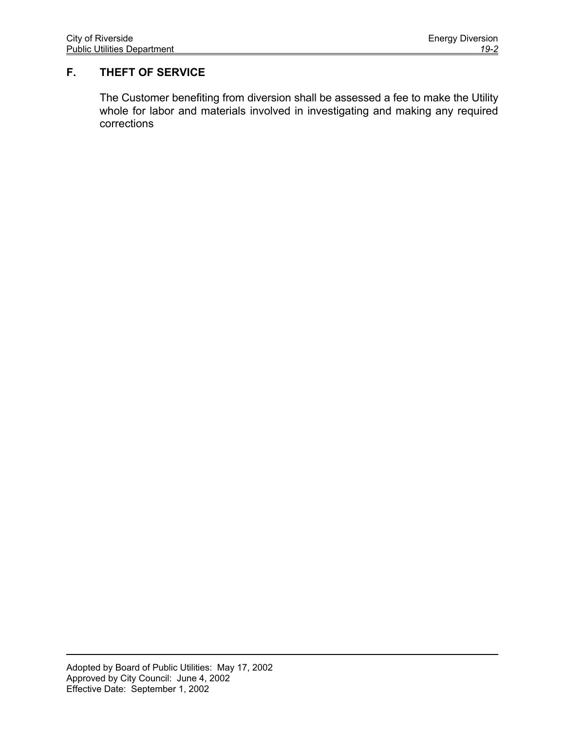## F. THEFT OF SERVICE

The Customer benefiting from diversion shall be assessed a fee to make the Utility whole for labor and materials involved in investigating and making any required corrections

Adopted by Board of Public Utilities: May 17, 2002
Approved by City Council: June 4, 2002
Effective Date: September 1, 2002